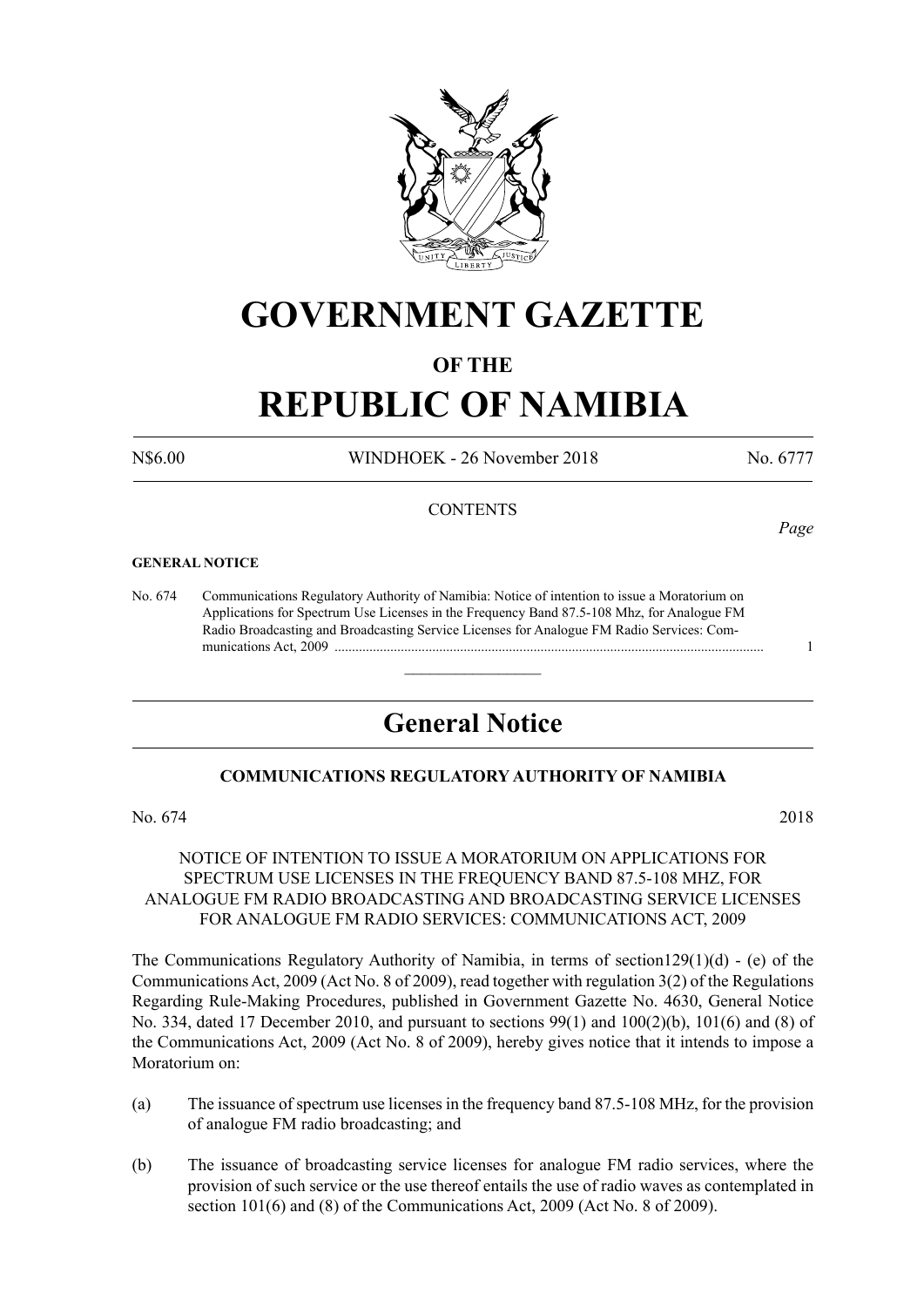# GOVERNMENT GAZETTE

## OF THE

# REPUBLIC OF NAMIBIA

N$6.00 WINDHOEK - 26 November 2018 No. 6777

CONTENTS

*Page*

**GENERAL NOTICE**

No. 674 Communications Regulatory Authority of Namibia: Notice of intention to issue a Moratorium on Applications for Spectrum Use Licenses in the Frequency Band 87.5-108 Mhz, for Analogue FM Radio Broadcasting and Broadcasting Service Licenses for Analogue FM Radio Services: Communications Act, 2009 ........................................................................................................................ 1

---

## General Notice

**COMMUNICATIONS REGULATORY AUTHORITY OF NAMIBIA**

No. 674 2018

NOTICE OF INTENTION TO ISSUE A MORATORIUM ON APPLICATIONS FOR SPECTRUM USE LICENSES IN THE FREQUENCY BAND 87.5-108 MHZ, FOR ANALOGUE FM RADIO BROADCASTING AND BROADCASTING SERVICE LICENSES FOR ANALOGUE FM RADIO SERVICES: COMMUNICATIONS ACT, 2009

The Communications Regulatory Authority of Namibia, in terms of section129(1)(d) - (e) of the Communications Act, 2009 (Act No. 8 of 2009), read together with regulation 3(2) of the Regulations Regarding Rule-Making Procedures, published in Government Gazette No. 4630, General Notice No. 334, dated 17 December 2010, and pursuant to sections 99(1) and 100(2)(b), 101(6) and (8) of the Communications Act, 2009 (Act No. 8 of 2009), hereby gives notice that it intends to impose a Moratorium on:

(a) The issuance of spectrum use licenses in the frequency band 87.5-108 MHz, for the provision of analogue FM radio broadcasting; and

(b) The issuance of broadcasting service licenses for analogue FM radio services, where the provision of such service or the use thereof entails the use of radio waves as contemplated in section 101(6) and (8) of the Communications Act, 2009 (Act No. 8 of 2009).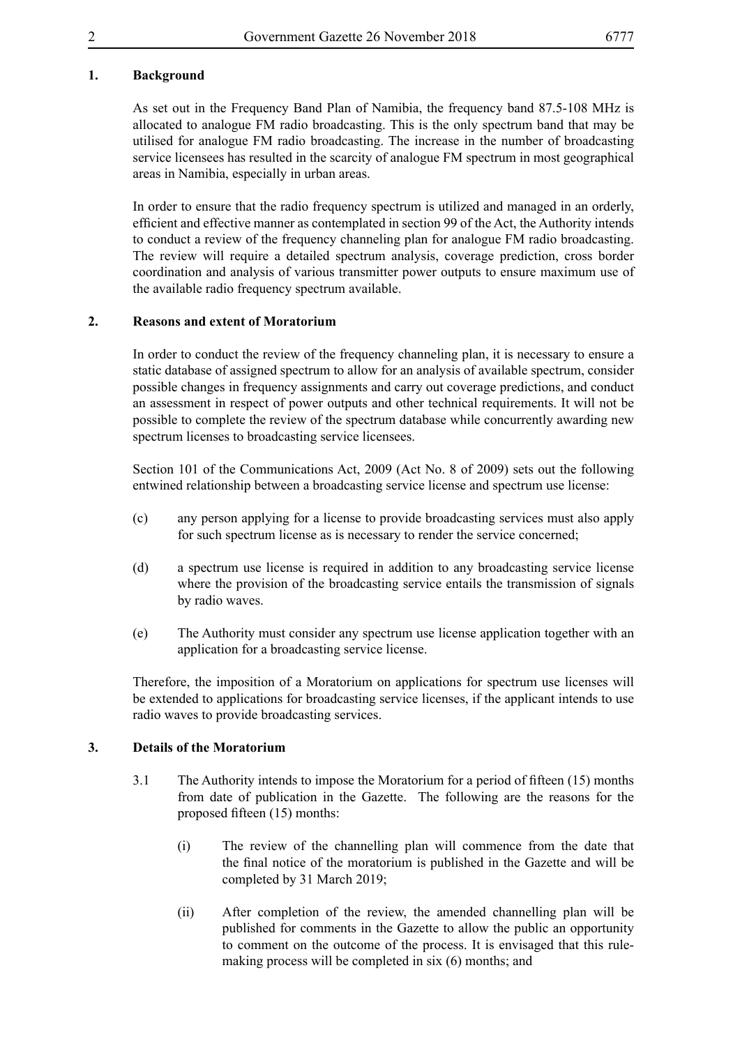## 1. Background

As set out in the Frequency Band Plan of Namibia, the frequency band 87.5-108 MHz is allocated to analogue FM radio broadcasting. This is the only spectrum band that may be utilised for analogue FM radio broadcasting. The increase in the number of broadcasting service licensees has resulted in the scarcity of analogue FM spectrum in most geographical areas in Namibia, especially in urban areas.

In order to ensure that the radio frequency spectrum is utilized and managed in an orderly, efficient and effective manner as contemplated in section 99 of the Act, the Authority intends to conduct a review of the frequency channeling plan for analogue FM radio broadcasting. The review will require a detailed spectrum analysis, coverage prediction, cross border coordination and analysis of various transmitter power outputs to ensure maximum use of the available radio frequency spectrum available.

## 2. Reasons and extent of Moratorium

In order to conduct the review of the frequency channeling plan, it is necessary to ensure a static database of assigned spectrum to allow for an analysis of available spectrum, consider possible changes in frequency assignments and carry out coverage predictions, and conduct an assessment in respect of power outputs and other technical requirements. It will not be possible to complete the review of the spectrum database while concurrently awarding new spectrum licenses to broadcasting service licensees.

Section 101 of the Communications Act, 2009 (Act No. 8 of 2009) sets out the following entwined relationship between a broadcasting service license and spectrum use license:

(c) any person applying for a license to provide broadcasting services must also apply for such spectrum license as is necessary to render the service concerned;

(d) a spectrum use license is required in addition to any broadcasting service license where the provision of the broadcasting service entails the transmission of signals by radio waves.

(e) The Authority must consider any spectrum use license application together with an application for a broadcasting service license.

Therefore, the imposition of a Moratorium on applications for spectrum use licenses will be extended to applications for broadcasting service licenses, if the applicant intends to use radio waves to provide broadcasting services.

## 3. Details of the Moratorium

3.1 The Authority intends to impose the Moratorium for a period of fifteen (15) months from date of publication in the Gazette. The following are the reasons for the proposed fifteen (15) months:

(i) The review of the channelling plan will commence from the date that the final notice of the moratorium is published in the Gazette and will be completed by 31 March 2019;

(ii) After completion of the review, the amended channelling plan will be published for comments in the Gazette to allow the public an opportunity to comment on the outcome of the process. It is envisaged that this rule-making process will be completed in six (6) months; and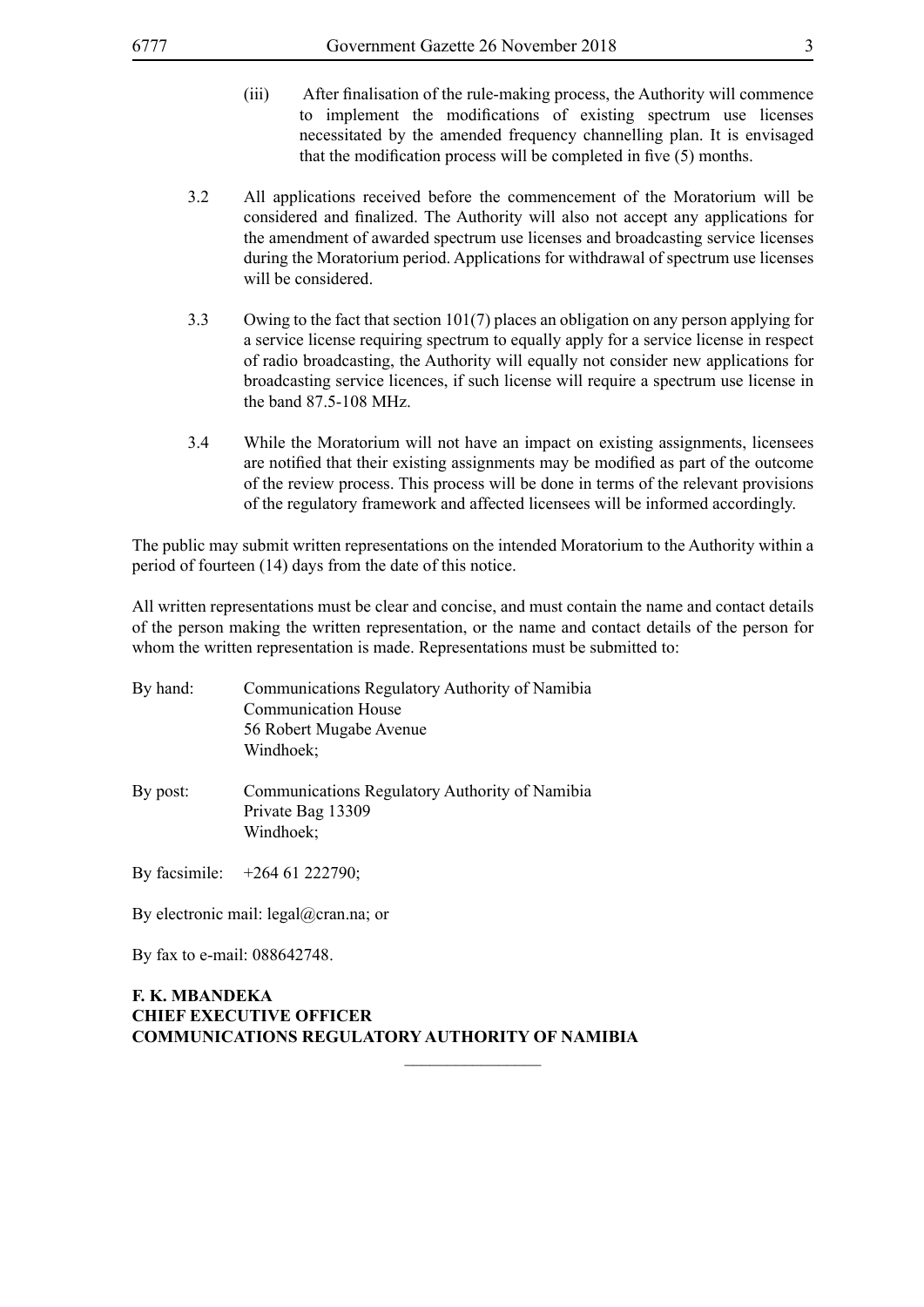(iii) After finalisation of the rule-making process, the Authority will commence to implement the modifications of existing spectrum use licenses necessitated by the amended frequency channelling plan. It is envisaged that the modification process will be completed in five (5) months.

3.2 All applications received before the commencement of the Moratorium will be considered and finalized. The Authority will also not accept any applications for the amendment of awarded spectrum use licenses and broadcasting service licenses during the Moratorium period. Applications for withdrawal of spectrum use licenses will be considered.

3.3 Owing to the fact that section 101(7) places an obligation on any person applying for a service license requiring spectrum to equally apply for a service license in respect of radio broadcasting, the Authority will equally not consider new applications for broadcasting service licences, if such license will require a spectrum use license in the band 87.5-108 MHz.

3.4 While the Moratorium will not have an impact on existing assignments, licensees are notified that their existing assignments may be modified as part of the outcome of the review process. This process will be done in terms of the relevant provisions of the regulatory framework and affected licensees will be informed accordingly.

The public may submit written representations on the intended Moratorium to the Authority within a period of fourteen (14) days from the date of this notice.

All written representations must be clear and concise, and must contain the name and contact details of the person making the written representation, or the name and contact details of the person for whom the written representation is made. Representations must be submitted to:

By hand: Communications Regulatory Authority of Namibia
Communication House
56 Robert Mugabe Avenue
Windhoek;

By post: Communications Regulatory Authority of Namibia
Private Bag 13309
Windhoek;

By facsimile: +264 61 222790;

By electronic mail: legal@cran.na; or

By fax to e-mail: 088642748.

**F. K. MBANDEKA**
**CHIEF EXECUTIVE OFFICER**
**COMMUNICATIONS REGULATORY AUTHORITY OF NAMIBIA**